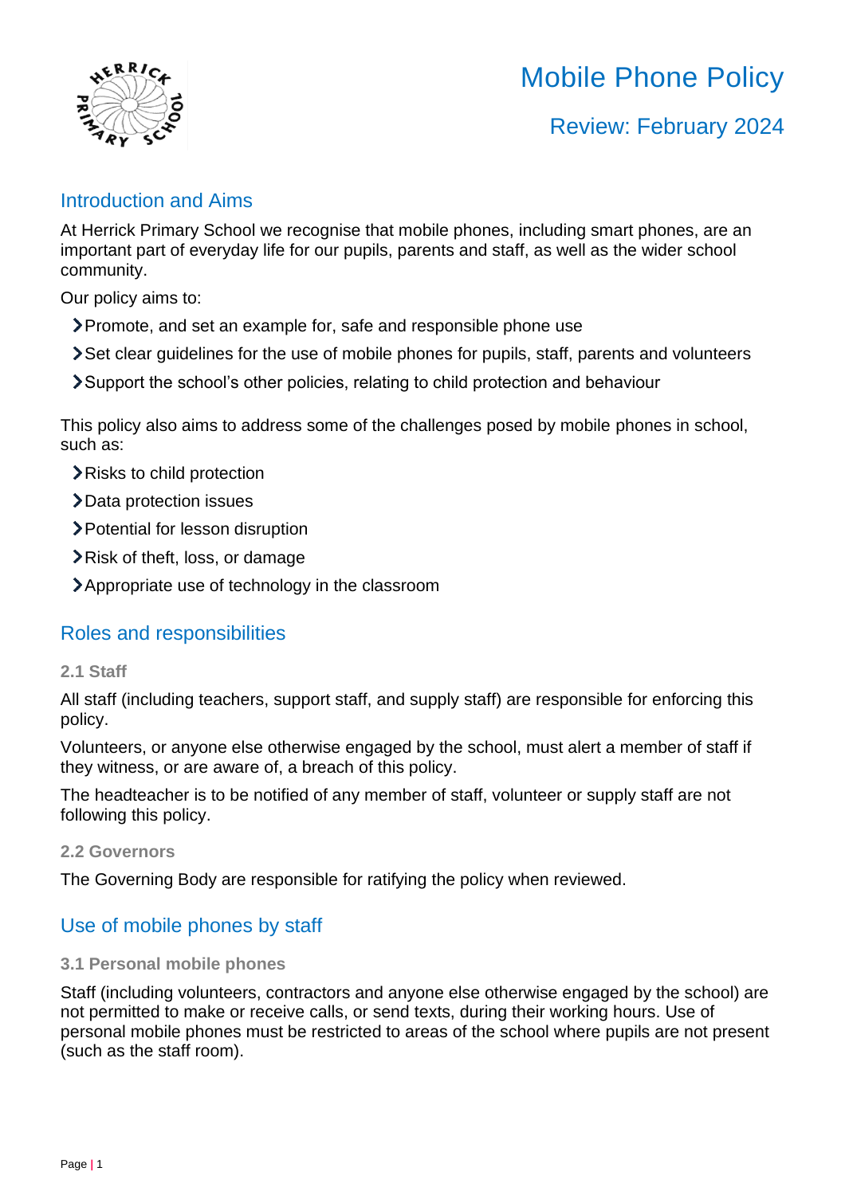# Mobile Phone Policy

## Review: February 2024

## Introduction and Aims

At Herrick Primary School we recognise that mobile phones, including smart phones, are an important part of everyday life for our pupils, parents and staff, as well as the wider school community.

Our policy aims to:

- Promote, and set an example for, safe and responsible phone use
- Set clear guidelines for the use of mobile phones for pupils, staff, parents and volunteers
- Support the school's other policies, relating to child protection and behaviour

This policy also aims to address some of the challenges posed by mobile phones in school, such as:

- Risks to child protection
- Data protection issues
- Potential for lesson disruption
- Risk of theft, loss, or damage
- Appropriate use of technology in the classroom

## Roles and responsibilities

### 2.1 Staff

All staff (including teachers, support staff, and supply staff) are responsible for enforcing this policy.

Volunteers, or anyone else otherwise engaged by the school, must alert a member of staff if they witness, or are aware of, a breach of this policy.

The headteacher is to be notified of any member of staff, volunteer or supply staff are not following this policy.

### 2.2 Governors

The Governing Body are responsible for ratifying the policy when reviewed.

## Use of mobile phones by staff

### 3.1 Personal mobile phones

Staff (including volunteers, contractors and anyone else otherwise engaged by the school) are not permitted to make or receive calls, or send texts, during their working hours. Use of personal mobile phones must be restricted to areas of the school where pupils are not present (such as the staff room).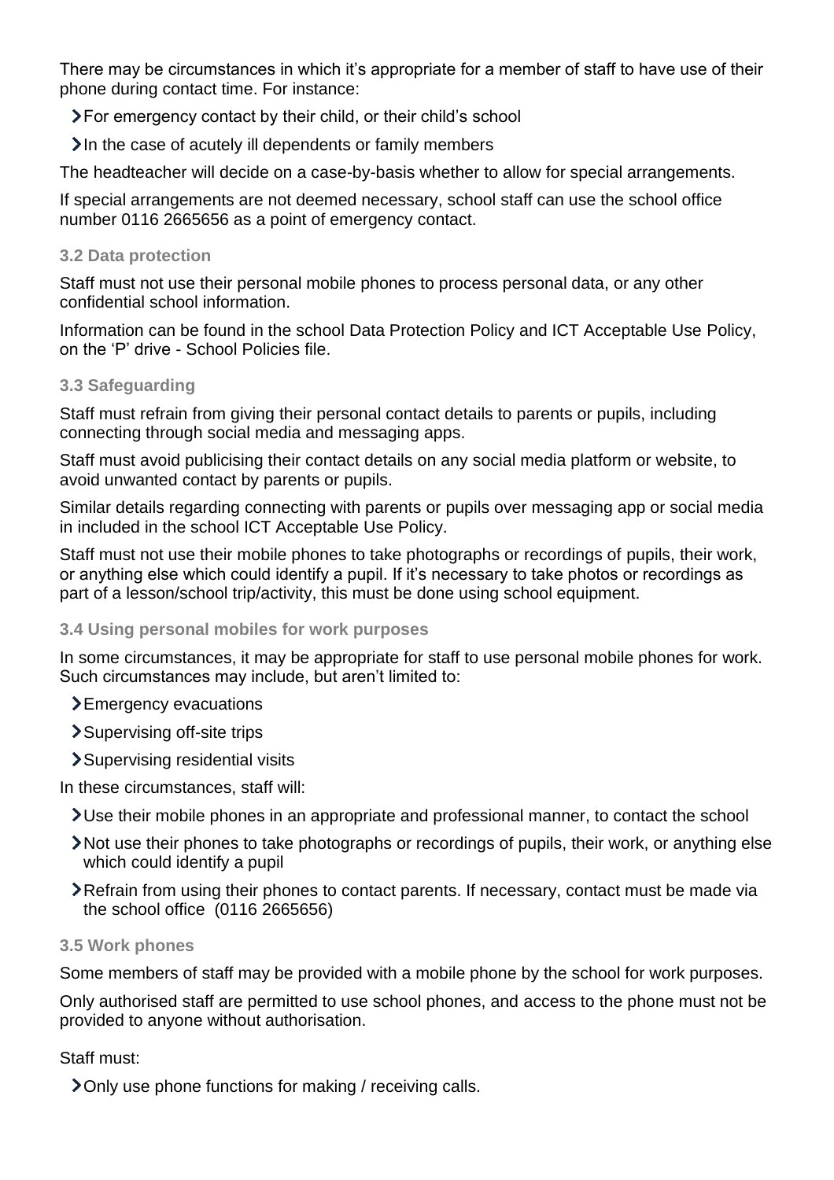There may be circumstances in which it's appropriate for a member of staff to have use of their phone during contact time. For instance:

- For emergency contact by their child, or their child's school
- In the case of acutely ill dependents or family members

The headteacher will decide on a case-by-basis whether to allow for special arrangements.

If special arrangements are not deemed necessary, school staff can use the school office number 0116 2665656 as a point of emergency contact.

### 3.2 Data protection

Staff must not use their personal mobile phones to process personal data, or any other confidential school information.

Information can be found in the school Data Protection Policy and ICT Acceptable Use Policy, on the 'P' drive - School Policies file.

### 3.3 Safeguarding

Staff must refrain from giving their personal contact details to parents or pupils, including connecting through social media and messaging apps.

Staff must avoid publicising their contact details on any social media platform or website, to avoid unwanted contact by parents or pupils.

Similar details regarding connecting with parents or pupils over messaging app or social media in included in the school ICT Acceptable Use Policy.

Staff must not use their mobile phones to take photographs or recordings of pupils, their work, or anything else which could identify a pupil. If it's necessary to take photos or recordings as part of a lesson/school trip/activity, this must be done using school equipment.

### 3.4 Using personal mobiles for work purposes

In some circumstances, it may be appropriate for staff to use personal mobile phones for work. Such circumstances may include, but aren't limited to:

- Emergency evacuations
- Supervising off-site trips
- Supervising residential visits

In these circumstances, staff will:

- Use their mobile phones in an appropriate and professional manner, to contact the school
- Not use their phones to take photographs or recordings of pupils, their work, or anything else which could identify a pupil
- Refrain from using their phones to contact parents. If necessary, contact must be made via the school office (0116 2665656)

### 3.5 Work phones

Some members of staff may be provided with a mobile phone by the school for work purposes.

Only authorised staff are permitted to use school phones, and access to the phone must not be provided to anyone without authorisation.

Staff must:

- Only use phone functions for making / receiving calls.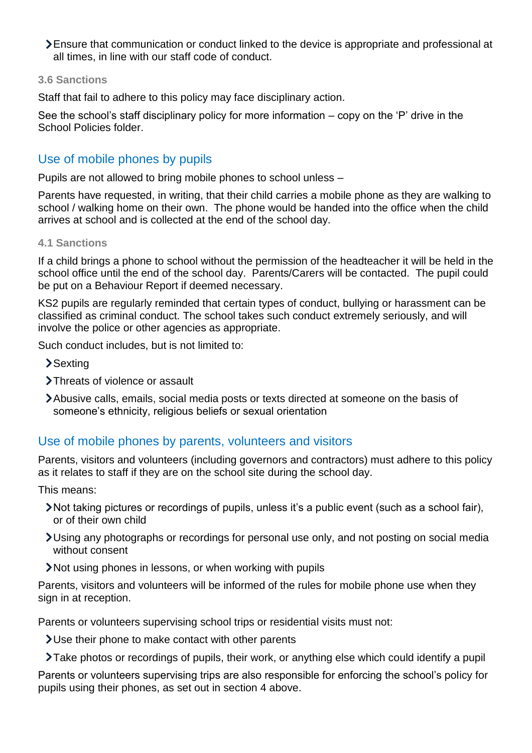- Ensure that communication or conduct linked to the device is appropriate and professional at all times, in line with our staff code of conduct.

### 3.6 Sanctions

Staff that fail to adhere to this policy may face disciplinary action.

See the school's staff disciplinary policy for more information – copy on the 'P' drive in the School Policies folder.

## Use of mobile phones by pupils

Pupils are not allowed to bring mobile phones to school unless –

Parents have requested, in writing, that their child carries a mobile phone as they are walking to school / walking home on their own. The phone would be handed into the office when the child arrives at school and is collected at the end of the school day.

### 4.1 Sanctions

If a child brings a phone to school without the permission of the headteacher it will be held in the school office until the end of the school day. Parents/Carers will be contacted. The pupil could be put on a Behaviour Report if deemed necessary.

KS2 pupils are regularly reminded that certain types of conduct, bullying or harassment can be classified as criminal conduct. The school takes such conduct extremely seriously, and will involve the police or other agencies as appropriate.

Such conduct includes, but is not limited to:

- Sexting
- Threats of violence or assault
- Abusive calls, emails, social media posts or texts directed at someone on the basis of someone's ethnicity, religious beliefs or sexual orientation

## Use of mobile phones by parents, volunteers and visitors

Parents, visitors and volunteers (including governors and contractors) must adhere to this policy as it relates to staff if they are on the school site during the school day.

This means:

- Not taking pictures or recordings of pupils, unless it's a public event (such as a school fair), or of their own child
- Using any photographs or recordings for personal use only, and not posting on social media without consent
- Not using phones in lessons, or when working with pupils

Parents, visitors and volunteers will be informed of the rules for mobile phone use when they sign in at reception.

Parents or volunteers supervising school trips or residential visits must not:

- Use their phone to make contact with other parents
- Take photos or recordings of pupils, their work, or anything else which could identify a pupil

Parents or volunteers supervising trips are also responsible for enforcing the school's policy for pupils using their phones, as set out in section 4 above.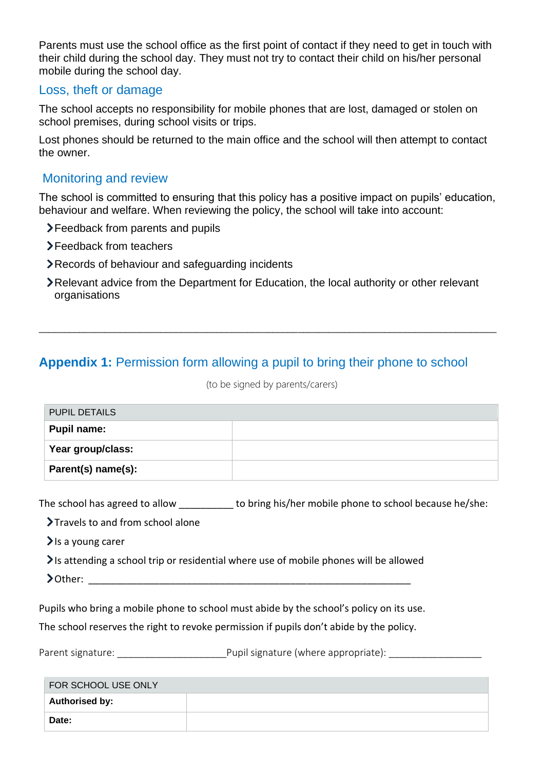Parents must use the school office as the first point of contact if they need to get in touch with their child during the school day. They must not try to contact their child on his/her personal mobile during the school day.

## Loss, theft or damage

The school accepts no responsibility for mobile phones that are lost, damaged or stolen on school premises, during school visits or trips.

Lost phones should be returned to the main office and the school will then attempt to contact the owner.

## Monitoring and review

The school is committed to ensuring that this policy has a positive impact on pupils' education, behaviour and welfare. When reviewing the policy, the school will take into account:

- Feedback from parents and pupils
- Feedback from teachers
- Records of behaviour and safeguarding incidents
- Relevant advice from the Department for Education, the local authority or other relevant organisations

---

## **Appendix 1:** Permission form allowing a pupil to bring their phone to school

(to be signed by parents/carers)

| PUPIL DETAILS | |
|---|---|
| **Pupil name:** | |
| **Year group/class:** | |
| **Parent(s) name(s):** | |

The school has agreed to allow __________ to bring his/her mobile phone to school because he/she:

- Travels to and from school alone
- Is a young carer
- Is attending a school trip or residential where use of mobile phones will be allowed
- Other: ______________________________________________________________

Pupils who bring a mobile phone to school must abide by the school's policy on its use.

The school reserves the right to revoke permission if pupils don't abide by the policy.

Parent signature: ____________________ Pupil signature (where appropriate): _________________

| FOR SCHOOL USE ONLY | |
|---|---|
| **Authorised by:** | |
| **Date:** | |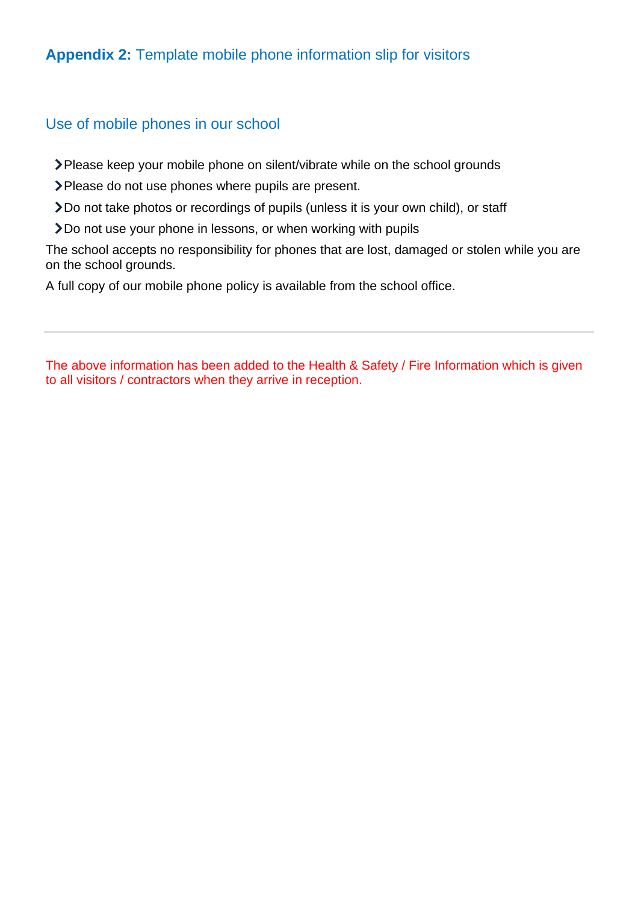## **Appendix 2:** Template mobile phone information slip for visitors

### Use of mobile phones in our school

- Please keep your mobile phone on silent/vibrate while on the school grounds
- Please do not use phones where pupils are present.
- Do not take photos or recordings of pupils (unless it is your own child), or staff
- Do not use your phone in lessons, or when working with pupils

The school accepts no responsibility for phones that are lost, damaged or stolen while you are on the school grounds.

A full copy of our mobile phone policy is available from the school office.

---

The above information has been added to the Health & Safety / Fire Information which is given to all visitors / contractors when they arrive in reception.